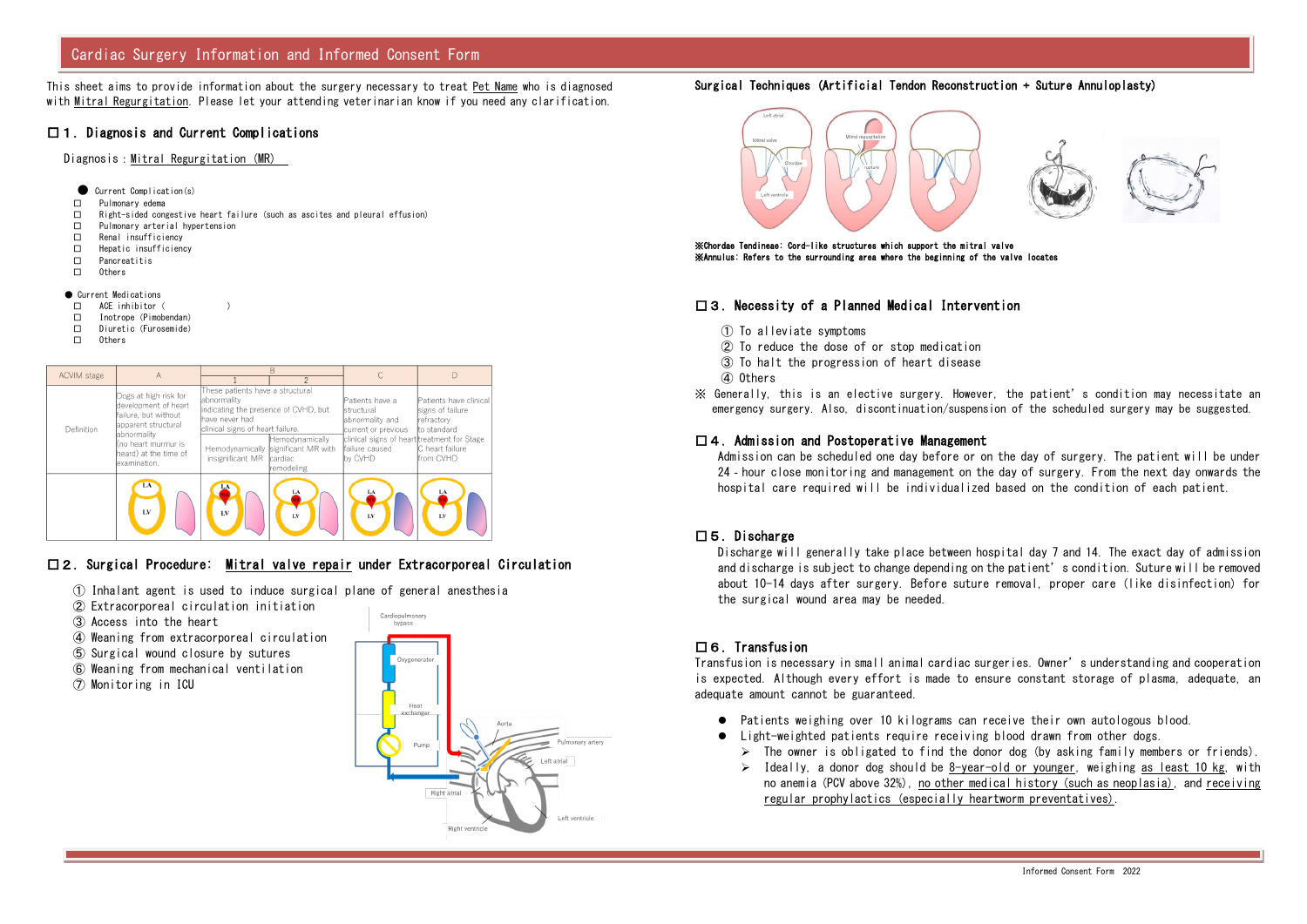# Cardiac Surgery Information and Informed Consent Form

This sheet aims to provide information about the surgery necessary to treat Pet Name who is diagnosed with Mitral Regurgitation. Please let your attending veterinarian know if you need any clarification.

## ☐1. Diagnosis and Current Complications

Diagnosis：Mitral Regurgitation (MR)

● Current Complication(s)

- ☐ Pulmonary edema
- ☐ Right-sided congestive heart failure (such as ascites and pleural effusion)
- ☐ Pulmonary arterial hypertension
- ☐ Renal insufficiency
- ☐ Hepatic insufficiency
- ☐ Pancreatitis
- ☐ Others

● Current Medications

- ☐ ACE inhibitor (　　　　　)
- ☐ Inotrope (Pimobendan)
- ☐ Diuretic (Furosemide)
- ☐ Others

| ACVIM stage | A | B | | C | D |
|---|---|---|---|---|---|
| | | 1 | 2 | | |
| Definition | Dogs at high risk for development of heart failure, but without apparent structural abnormality (no heart murmur is heard) at the time of examination. | These patients have a structural abnormality indicating the presence of CVHD, but have never had clinical signs of heart failure. Hemodynamically insignificant MR | Hemodynamically significant MR with cardiac remodeling | Patients have a structural abnormality and current or previous clinical signs of heart failure caused by CVHD | Patients have clinical signs of failure refractory to standard treatment for Stage C heart failure from CVHD |

## ☐2. Surgical Procedure: Mitral valve repair under Extracorporeal Circulation

① Inhalant agent is used to induce surgical plane of general anesthesia
② Extracorporeal circulation initiation
③ Access into the heart
④ Weaning from extracorporeal circulation
⑤ Surgical wound closure by sutures
⑥ Weaning from mechanical ventilation
⑦ Monitoring in ICU

## Surgical Techniques (Artificial Tendon Reconstruction + Suture Annuloplasty)

※Chordae Tendineae: Cord-like structures which support the mitral valve
※Annulus: Refers to the surrounding area where the beginning of the valve locates

## ☐3. Necessity of a Planned Medical Intervention

① To alleviate symptoms
② To reduce the dose of or stop medication
③ To halt the progression of heart disease
④ Others

※ Generally, this is an elective surgery. However, the patient's condition may necessitate an emergency surgery. Also, discontinuation/suspension of the scheduled surgery may be suggested.

## ☐4. Admission and Postoperative Management

Admission can be scheduled one day before or on the day of surgery. The patient will be under 24-hour close monitoring and management on the day of surgery. From the next day onwards the hospital care required will be individualized based on the condition of each patient.

## ☐5. Discharge

Discharge will generally take place between hospital day 7 and 14. The exact day of admission and discharge is subject to change depending on the patient's condition. Suture will be removed about 10-14 days after surgery. Before suture removal, proper care (like disinfection) for the surgical wound area may be needed.

## ☐6. Transfusion

Transfusion is necessary in small animal cardiac surgeries. Owner's understanding and cooperation is expected. Although every effort is made to ensure constant storage of plasma, adequate, an adequate amount cannot be guaranteed.

- Patients weighing over 10 kilograms can receive their own autologous blood.
- Light-weighted patients require receiving blood drawn from other dogs.
  - The owner is obligated to find the donor dog (by asking family members or friends).
  - Ideally, a donor dog should be 8-year-old or younger, weighing as least 10 kg, with no anemia (PCV above 32%), no other medical history (such as neoplasia), and receiving regular prophylactics (especially heartworm preventatives).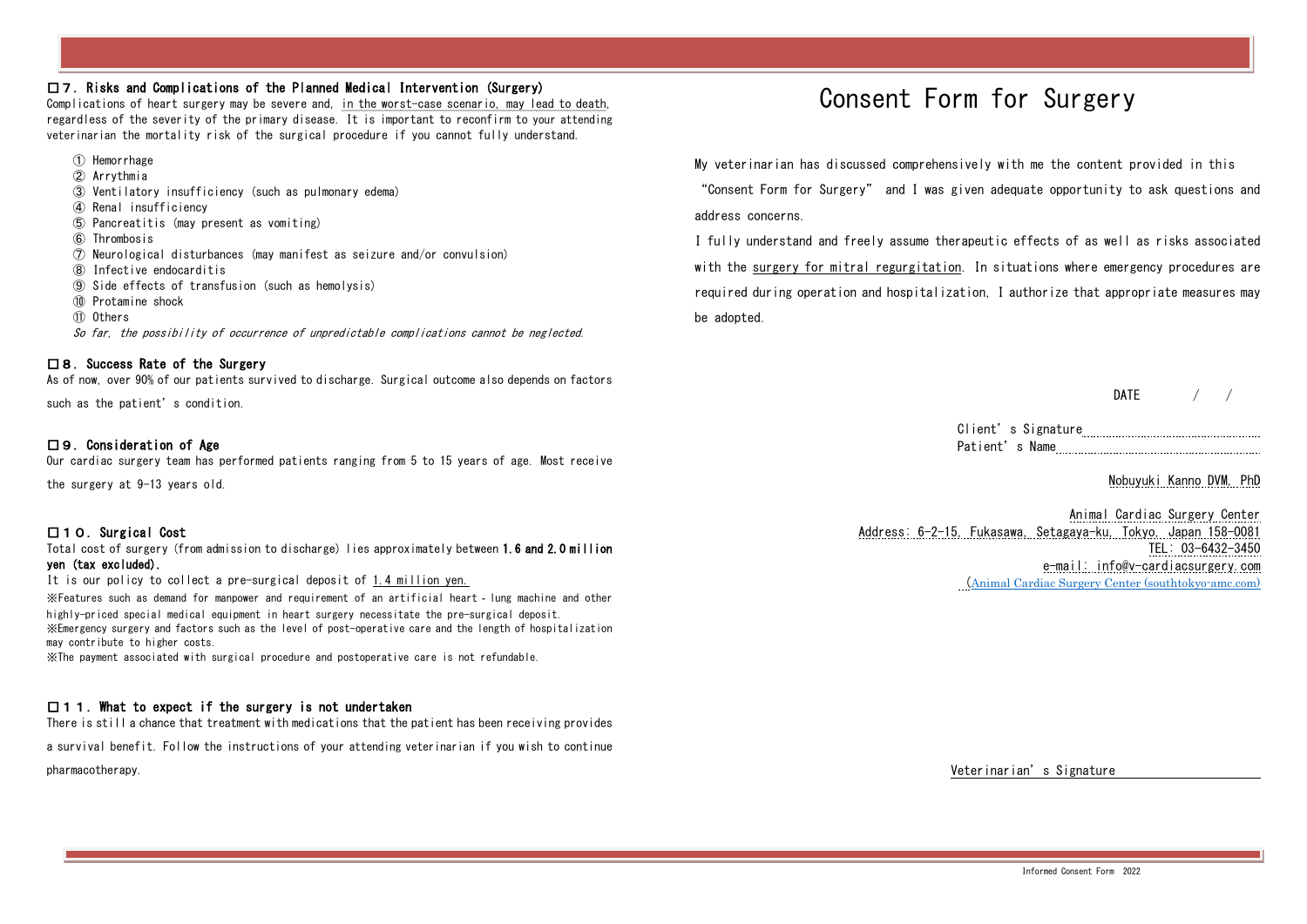### □７. Risks and Complications of the Planned Medical Intervention (Surgery)

Complications of heart surgery may be severe and, in the worst-case scenario, may lead to death, regardless of the severity of the primary disease. It is important to reconfirm to your attending veterinarian the mortality risk of the surgical procedure if you cannot fully understand.

① Hemorrhage
② Arrythmia
③ Ventilatory insufficiency (such as pulmonary edema)
④ Renal insufficiency
⑤ Pancreatitis (may present as vomiting)
⑥ Thrombosis
⑦ Neurological disturbances (may manifest as seizure and/or convulsion)
⑧ Infective endocarditis
⑨ Side effects of transfusion (such as hemolysis)
⑩ Protamine shock
⑪ Others

*So far, the possibility of occurrence of unpredictable complications cannot be neglected.*

### □８. Success Rate of the Surgery

As of now, over 90% of our patients survived to discharge. Surgical outcome also depends on factors such as the patient's condition.

### □９. Consideration of Age

Our cardiac surgery team has performed patients ranging from 5 to 15 years of age. Most receive the surgery at 9-13 years old.

### □１０. Surgical Cost

Total cost of surgery (from admission to discharge) lies approximately between **1.6 and 2.0 million yen (tax excluded).**

It is our policy to collect a pre-surgical deposit of 1.4 million yen.

※Features such as demand for manpower and requirement of an artificial heart - lung machine and other highly-priced special medical equipment in heart surgery necessitate the pre-surgical deposit.
※Emergency surgery and factors such as the level of post-operative care and the length of hospitalization may contribute to higher costs.
※The payment associated with surgical procedure and postoperative care is not refundable.

### □１１. What to expect if the surgery is not undertaken

There is still a chance that treatment with medications that the patient has been receiving provides a survival benefit. Follow the instructions of your attending veterinarian if you wish to continue pharmacotherapy.

# Consent Form for Surgery

My veterinarian has discussed comprehensively with me the content provided in this "Consent Form for Surgery" and I was given adequate opportunity to ask questions and address concerns.

I fully understand and freely assume therapeutic effects of as well as risks associated with the surgery for mitral regurgitation. In situations where emergency procedures are required during operation and hospitalization, I authorize that appropriate measures may be adopted.

DATE　　/　/

Client's Signature ……………………………………

Patient's Name ……………………………………

Nobuyuki Kanno DVM, PhD

Animal Cardiac Surgery Center
Address: 6-2-15, Fukasawa, Setagaya-ku, Tokyo, Japan 158-0081
TEL: 03-6432-3450
e-mail: info@v-cardiacsurgery.com
(Animal Cardiac Surgery Center (southtokyo-amc.com))

Veterinarian's Signature ____________________

Informed Consent Form 2022